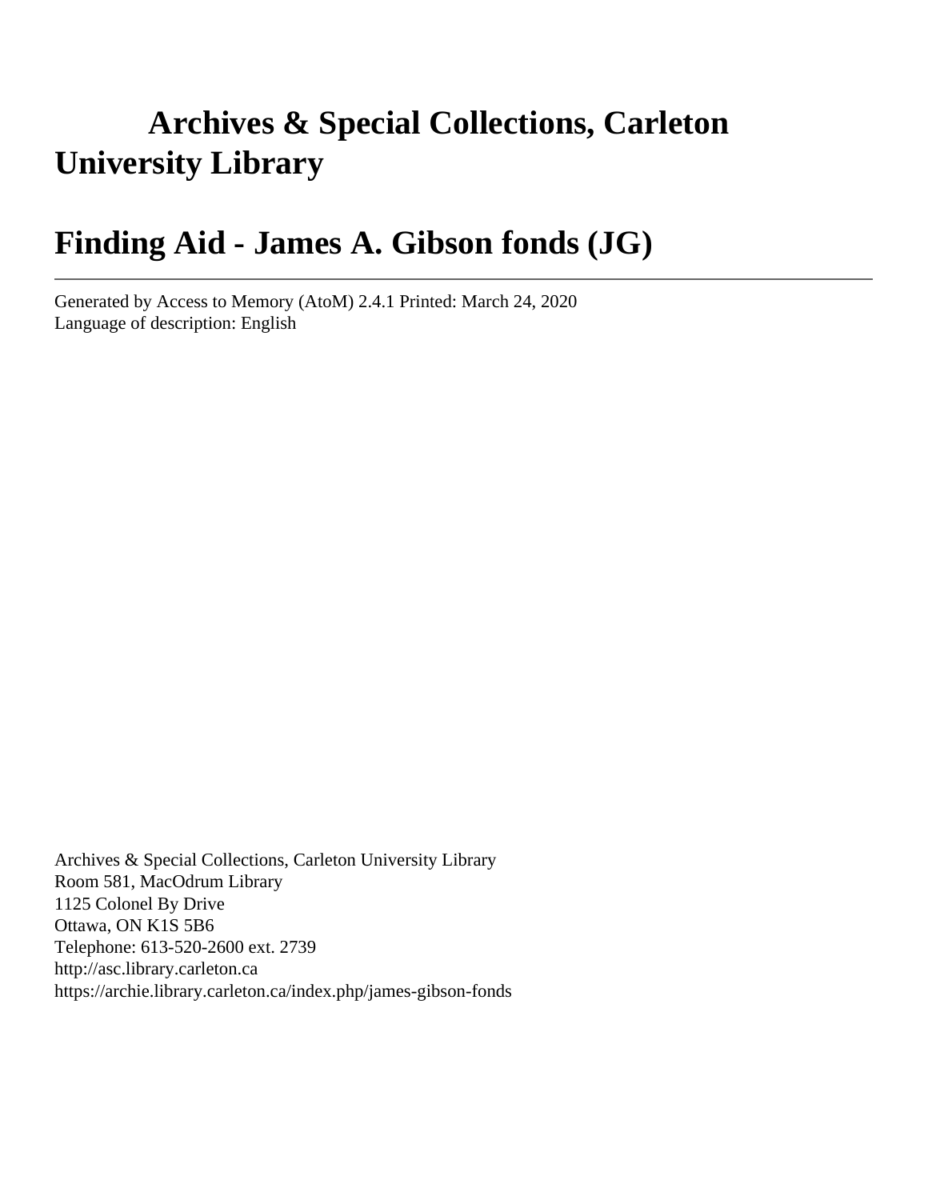# Archives & Special Collections, Carleton University Library

# Finding Aid - James A. Gibson fonds (JG)

---

Generated by Access to Memory (AtoM) 2.4.1 Printed: March 24, 2020
Language of description: English

Archives & Special Collections, Carleton University Library
Room 581, MacOdrum Library
1125 Colonel By Drive
Ottawa, ON K1S 5B6
Telephone: 613-520-2600 ext. 2739
http://asc.library.carleton.ca
https://archie.library.carleton.ca/index.php/james-gibson-fonds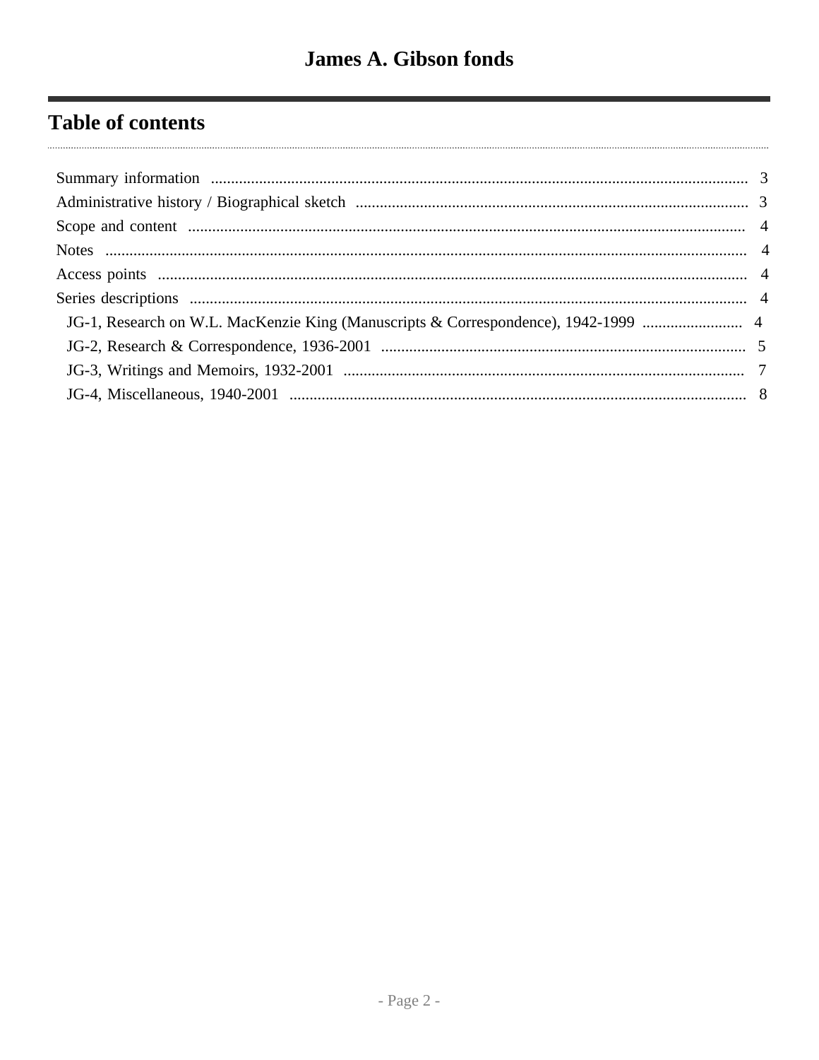# James A. Gibson fonds

## Table of contents

- Summary information ... 3
- Administrative history / Biographical sketch ... 3
- Scope and content ... 4
- Notes ... 4
- Access points ... 4
- Series descriptions ... 4
  - JG-1, Research on W.L. MacKenzie King (Manuscripts & Correspondence), 1942-1999 ... 4
  - JG-2, Research & Correspondence, 1936-2001 ... 5
  - JG-3, Writings and Memoirs, 1932-2001 ... 7
  - JG-4, Miscellaneous, 1940-2001 ... 8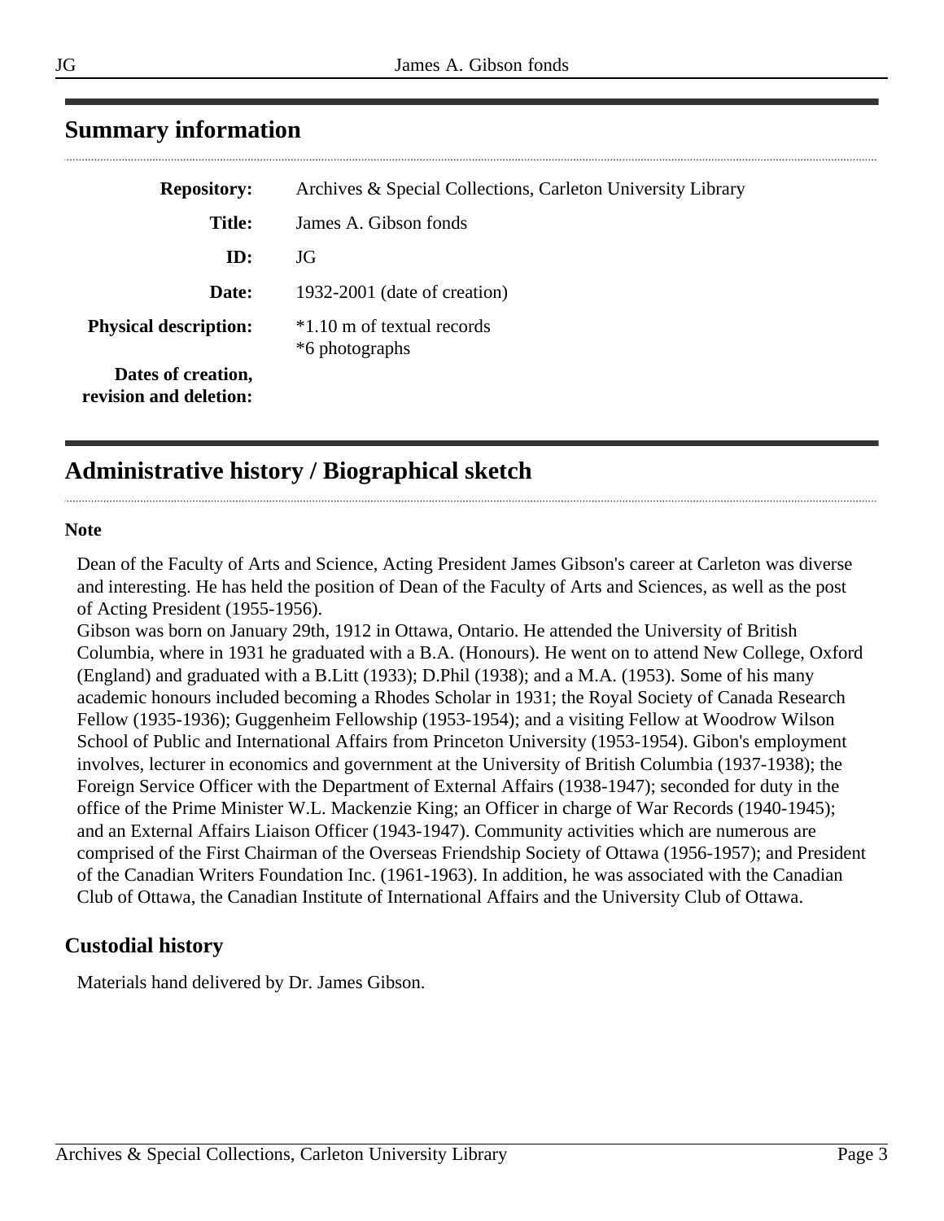## Summary information

| | |
|---|---|
| **Repository:** | Archives & Special Collections, Carleton University Library |
| **Title:** | James A. Gibson fonds |
| **ID:** | JG |
| **Date:** | 1932-2001 (date of creation) |
| **Physical description:** | *1.10 m of textual records<br>*6 photographs |
| **Dates of creation, revision and deletion:** | |

## Administrative history / Biographical sketch

**Note**

Dean of the Faculty of Arts and Science, Acting President James Gibson's career at Carleton was diverse and interesting. He has held the position of Dean of the Faculty of Arts and Sciences, as well as the post of Acting President (1955-1956).
Gibson was born on January 29th, 1912 in Ottawa, Ontario. He attended the University of British Columbia, where in 1931 he graduated with a B.A. (Honours). He went on to attend New College, Oxford (England) and graduated with a B.Litt (1933); D.Phil (1938); and a M.A. (1953). Some of his many academic honours included becoming a Rhodes Scholar in 1931; the Royal Society of Canada Research Fellow (1935-1936); Guggenheim Fellowship (1953-1954); and a visiting Fellow at Woodrow Wilson School of Public and International Affairs from Princeton University (1953-1954). Gibon's employment involves, lecturer in economics and government at the University of British Columbia (1937-1938); the Foreign Service Officer with the Department of External Affairs (1938-1947); seconded for duty in the office of the Prime Minister W.L. Mackenzie King; an Officer in charge of War Records (1940-1945); and an External Affairs Liaison Officer (1943-1947). Community activities which are numerous are comprised of the First Chairman of the Overseas Friendship Society of Ottawa (1956-1957); and President of the Canadian Writers Foundation Inc. (1961-1963). In addition, he was associated with the Canadian Club of Ottawa, the Canadian Institute of International Affairs and the University Club of Ottawa.

### Custodial history

Materials hand delivered by Dr. James Gibson.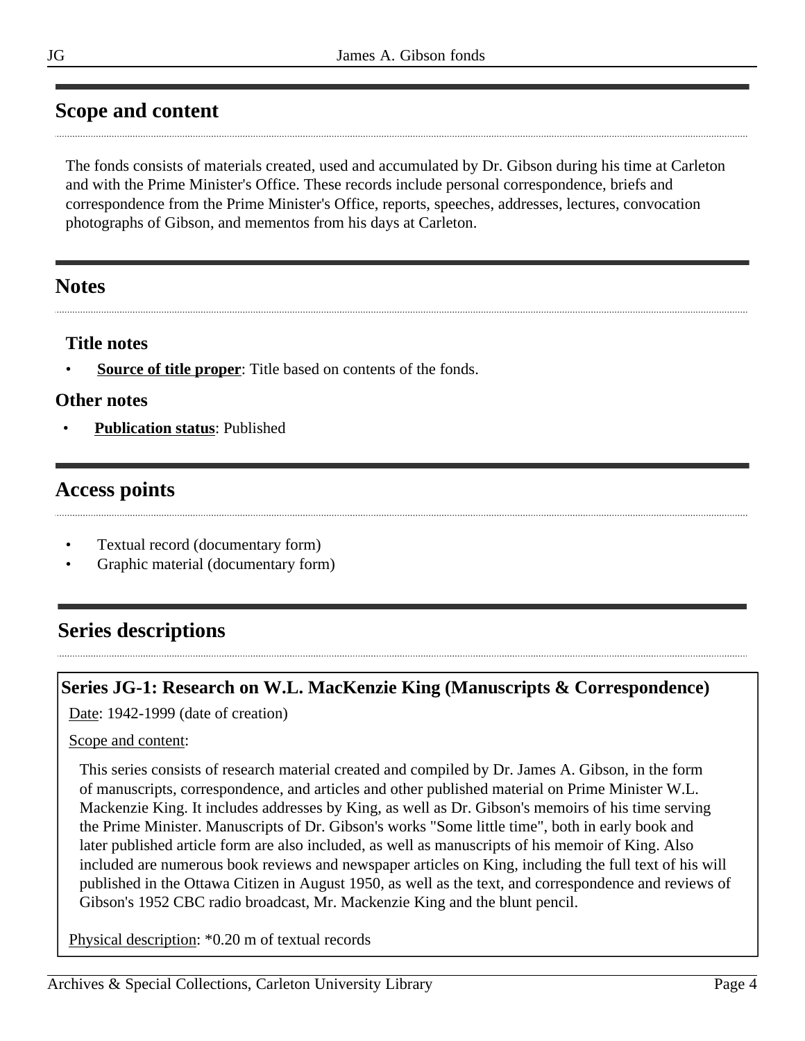## Scope and content

The fonds consists of materials created, used and accumulated by Dr. Gibson during his time at Carleton and with the Prime Minister's Office. These records include personal correspondence, briefs and correspondence from the Prime Minister's Office, reports, speeches, addresses, lectures, convocation photographs of Gibson, and mementos from his days at Carleton.

## Notes

### Title notes

- **Source of title proper**: Title based on contents of the fonds.

### Other notes

- **Publication status**: Published

## Access points

- Textual record (documentary form)
- Graphic material (documentary form)

## Series descriptions

### Series JG-1: Research on W.L. MacKenzie King (Manuscripts & Correspondence)

Date: 1942-1999 (date of creation)

Scope and content:

This series consists of research material created and compiled by Dr. James A. Gibson, in the form of manuscripts, correspondence, and articles and other published material on Prime Minister W.L. Mackenzie King. It includes addresses by King, as well as Dr. Gibson's memoirs of his time serving the Prime Minister. Manuscripts of Dr. Gibson's works "Some little time", both in early book and later published article form are also included, as well as manuscripts of his memoir of King. Also included are numerous book reviews and newspaper articles on King, including the full text of his will published in the Ottawa Citizen in August 1950, as well as the text, and correspondence and reviews of Gibson's 1952 CBC radio broadcast, Mr. Mackenzie King and the blunt pencil.

Physical description: *0.20 m of textual records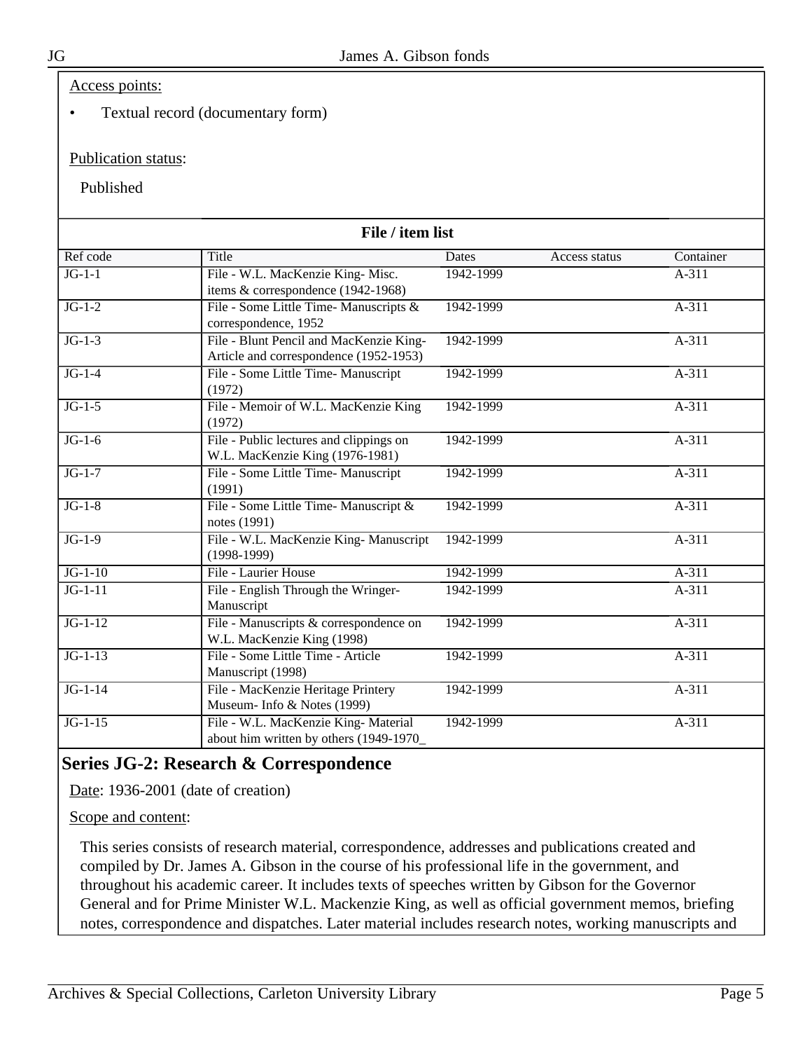Access points:

- Textual record (documentary form)

Publication status:

Published

**File / item list**

| Ref code | Title | Dates | Access status | Container |
|---|---|---|---|---|
| JG-1-1 | File - W.L. MacKenzie King- Misc. items & correspondence (1942-1968) | 1942-1999 | | A-311 |
| JG-1-2 | File - Some Little Time- Manuscripts & correspondence, 1952 | 1942-1999 | | A-311 |
| JG-1-3 | File - Blunt Pencil and MacKenzie King- Article and correspondence (1952-1953) | 1942-1999 | | A-311 |
| JG-1-4 | File - Some Little Time- Manuscript (1972) | 1942-1999 | | A-311 |
| JG-1-5 | File - Memoir of W.L. MacKenzie King (1972) | 1942-1999 | | A-311 |
| JG-1-6 | File - Public lectures and clippings on W.L. MacKenzie King (1976-1981) | 1942-1999 | | A-311 |
| JG-1-7 | File - Some Little Time- Manuscript (1991) | 1942-1999 | | A-311 |
| JG-1-8 | File - Some Little Time- Manuscript & notes (1991) | 1942-1999 | | A-311 |
| JG-1-9 | File - W.L. MacKenzie King- Manuscript (1998-1999) | 1942-1999 | | A-311 |
| JG-1-10 | File - Laurier House | 1942-1999 | | A-311 |
| JG-1-11 | File - English Through the Wringer- Manuscript | 1942-1999 | | A-311 |
| JG-1-12 | File - Manuscripts & correspondence on W.L. MacKenzie King (1998) | 1942-1999 | | A-311 |
| JG-1-13 | File - Some Little Time - Article Manuscript (1998) | 1942-1999 | | A-311 |
| JG-1-14 | File - MacKenzie Heritage Printery Museum- Info & Notes (1999) | 1942-1999 | | A-311 |
| JG-1-15 | File - W.L. MacKenzie King- Material about him written by others (1949-1970_ | 1942-1999 | | A-311 |

## Series JG-2: Research & Correspondence

Date: 1936-2001 (date of creation)

Scope and content:

This series consists of research material, correspondence, addresses and publications created and compiled by Dr. James A. Gibson in the course of his professional life in the government, and throughout his academic career. It includes texts of speeches written by Gibson for the Governor General and for Prime Minister W.L. Mackenzie King, as well as official government memos, briefing notes, correspondence and dispatches. Later material includes research notes, working manuscripts and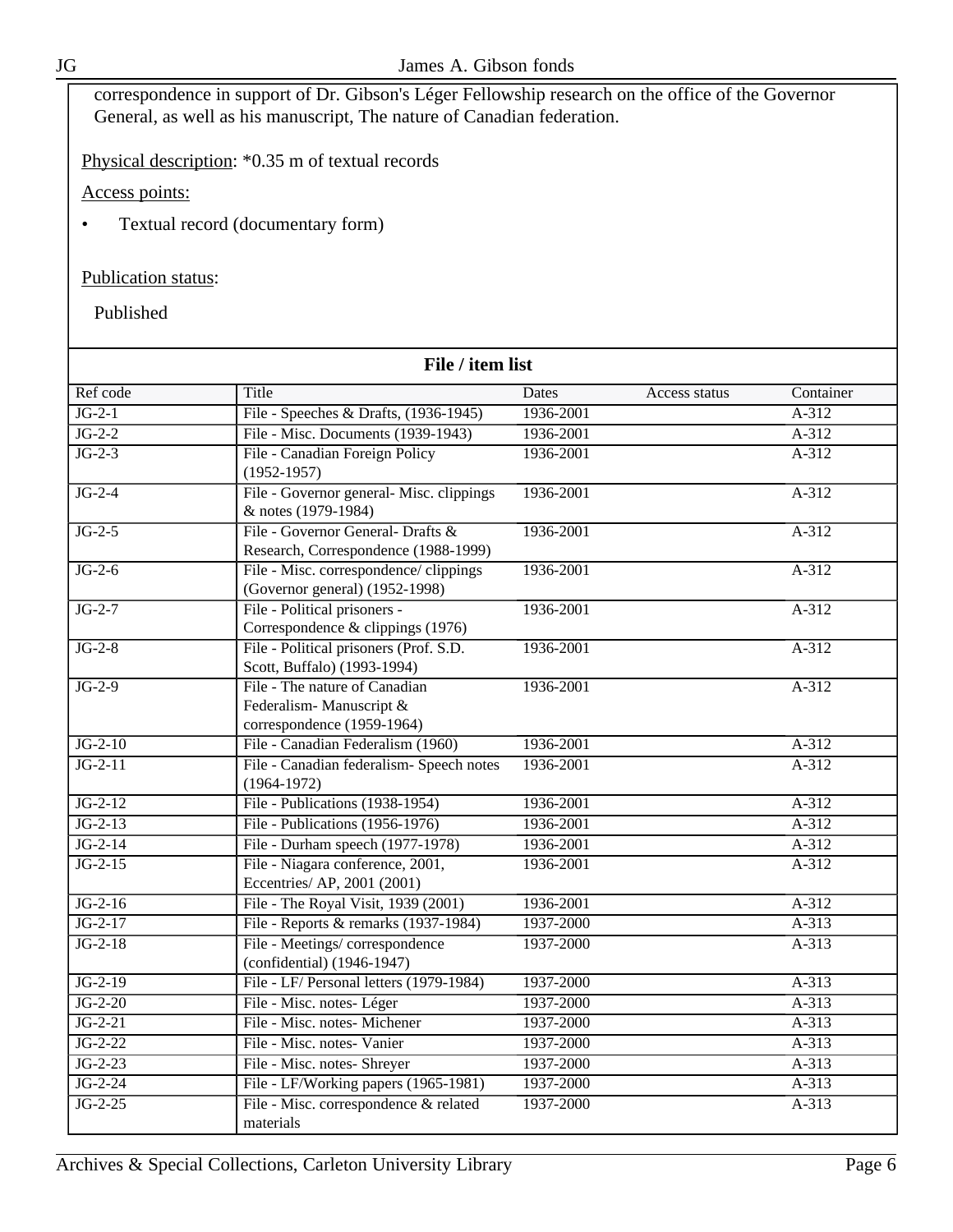correspondence in support of Dr. Gibson's Léger Fellowship research on the office of the Governor General, as well as his manuscript, The nature of Canadian federation.

Physical description: *0.35 m of textual records

Access points:

- Textual record (documentary form)

Publication status:

Published

**File / item list**

| Ref code | Title | Dates | Access status | Container |
|---|---|---|---|---|
| JG-2-1 | File - Speeches & Drafts, (1936-1945) | 1936-2001 | | A-312 |
| JG-2-2 | File - Misc. Documents (1939-1943) | 1936-2001 | | A-312 |
| JG-2-3 | File - Canadian Foreign Policy (1952-1957) | 1936-2001 | | A-312 |
| JG-2-4 | File - Governor general- Misc. clippings & notes (1979-1984) | 1936-2001 | | A-312 |
| JG-2-5 | File - Governor General- Drafts & Research, Correspondence (1988-1999) | 1936-2001 | | A-312 |
| JG-2-6 | File - Misc. correspondence/ clippings (Governor general) (1952-1998) | 1936-2001 | | A-312 |
| JG-2-7 | File - Political prisoners - Correspondence & clippings (1976) | 1936-2001 | | A-312 |
| JG-2-8 | File - Political prisoners (Prof. S.D. Scott, Buffalo) (1993-1994) | 1936-2001 | | A-312 |
| JG-2-9 | File - The nature of Canadian Federalism- Manuscript & correspondence (1959-1964) | 1936-2001 | | A-312 |
| JG-2-10 | File - Canadian Federalism (1960) | 1936-2001 | | A-312 |
| JG-2-11 | File - Canadian federalism- Speech notes (1964-1972) | 1936-2001 | | A-312 |
| JG-2-12 | File - Publications (1938-1954) | 1936-2001 | | A-312 |
| JG-2-13 | File - Publications (1956-1976) | 1936-2001 | | A-312 |
| JG-2-14 | File - Durham speech (1977-1978) | 1936-2001 | | A-312 |
| JG-2-15 | File - Niagara conference, 2001, Eccentries/ AP, 2001 (2001) | 1936-2001 | | A-312 |
| JG-2-16 | File - The Royal Visit, 1939 (2001) | 1936-2001 | | A-312 |
| JG-2-17 | File - Reports & remarks (1937-1984) | 1937-2000 | | A-313 |
| JG-2-18 | File - Meetings/ correspondence (confidential) (1946-1947) | 1937-2000 | | A-313 |
| JG-2-19 | File - LF/ Personal letters (1979-1984) | 1937-2000 | | A-313 |
| JG-2-20 | File - Misc. notes- Léger | 1937-2000 | | A-313 |
| JG-2-21 | File - Misc. notes- Michener | 1937-2000 | | A-313 |
| JG-2-22 | File - Misc. notes- Vanier | 1937-2000 | | A-313 |
| JG-2-23 | File - Misc. notes- Shreyer | 1937-2000 | | A-313 |
| JG-2-24 | File - LF/Working papers (1965-1981) | 1937-2000 | | A-313 |
| JG-2-25 | File - Misc. correspondence & related materials | 1937-2000 | | A-313 |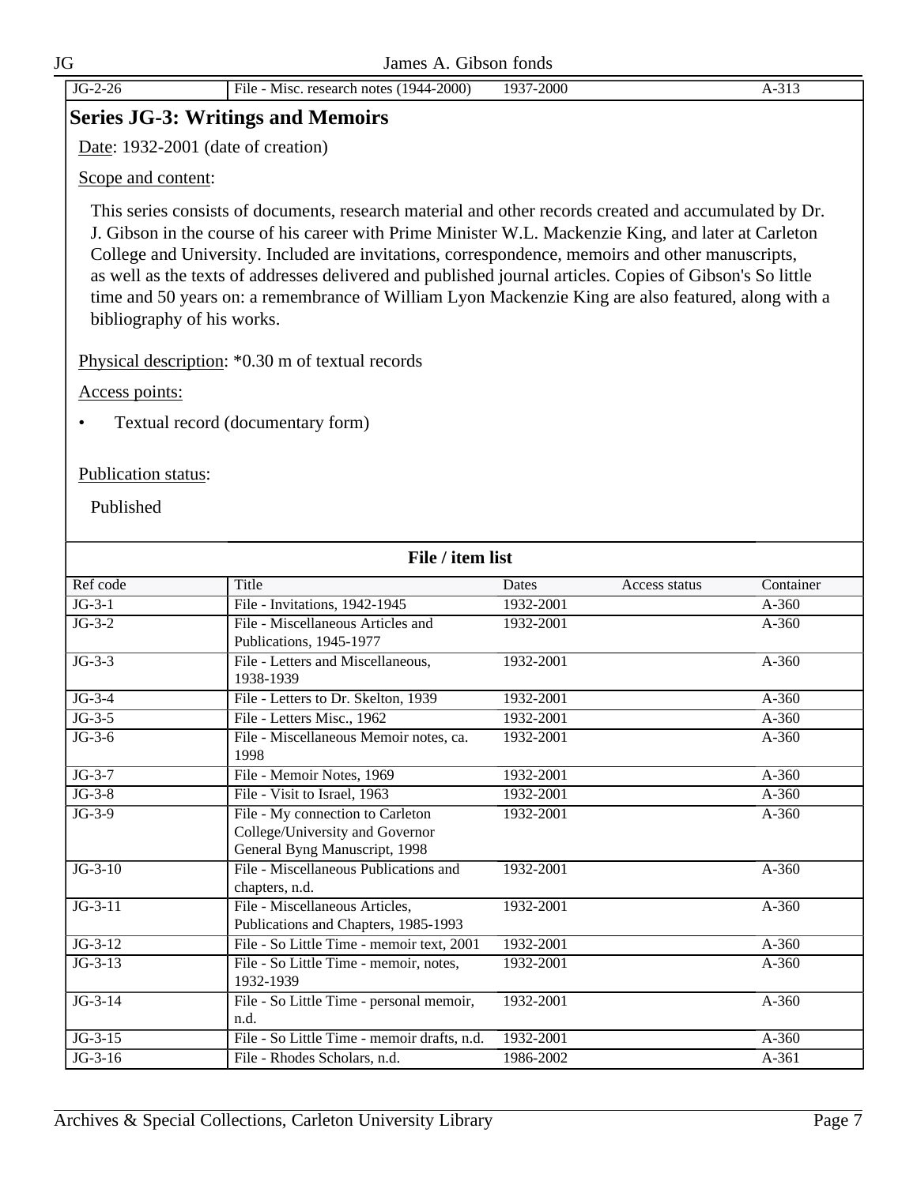| JG-2-26 | File - Misc. research notes (1944-2000) | 1937-2000 | | A-313 |
|---|---|---|---|---|

## Series JG-3: Writings and Memoirs

Date: 1932-2001 (date of creation)

Scope and content:

This series consists of documents, research material and other records created and accumulated by Dr. J. Gibson in the course of his career with Prime Minister W.L. Mackenzie King, and later at Carleton College and University. Included are invitations, correspondence, memoirs and other manuscripts, as well as the texts of addresses delivered and published journal articles. Copies of Gibson's So little time and 50 years on: a remembrance of William Lyon Mackenzie King are also featured, along with a bibliography of his works.

Physical description: *0.30 m of textual records

Access points:

- Textual record (documentary form)

Publication status:

Published

**File / item list**

| Ref code | Title | Dates | Access status | Container |
|---|---|---|---|---|
| JG-3-1 | File - Invitations, 1942-1945 | 1932-2001 | | A-360 |
| JG-3-2 | File - Miscellaneous Articles and Publications, 1945-1977 | 1932-2001 | | A-360 |
| JG-3-3 | File - Letters and Miscellaneous, 1938-1939 | 1932-2001 | | A-360 |
| JG-3-4 | File - Letters to Dr. Skelton, 1939 | 1932-2001 | | A-360 |
| JG-3-5 | File - Letters Misc., 1962 | 1932-2001 | | A-360 |
| JG-3-6 | File - Miscellaneous Memoir notes, ca. 1998 | 1932-2001 | | A-360 |
| JG-3-7 | File - Memoir Notes, 1969 | 1932-2001 | | A-360 |
| JG-3-8 | File - Visit to Israel, 1963 | 1932-2001 | | A-360 |
| JG-3-9 | File - My connection to Carleton College/University and Governor General Byng Manuscript, 1998 | 1932-2001 | | A-360 |
| JG-3-10 | File - Miscellaneous Publications and chapters, n.d. | 1932-2001 | | A-360 |
| JG-3-11 | File - Miscellaneous Articles, Publications and Chapters, 1985-1993 | 1932-2001 | | A-360 |
| JG-3-12 | File - So Little Time - memoir text, 2001 | 1932-2001 | | A-360 |
| JG-3-13 | File - So Little Time - memoir, notes, 1932-1939 | 1932-2001 | | A-360 |
| JG-3-14 | File - So Little Time - personal memoir, n.d. | 1932-2001 | | A-360 |
| JG-3-15 | File - So Little Time - memoir drafts, n.d. | 1932-2001 | | A-360 |
| JG-3-16 | File - Rhodes Scholars, n.d. | 1986-2002 | | A-361 |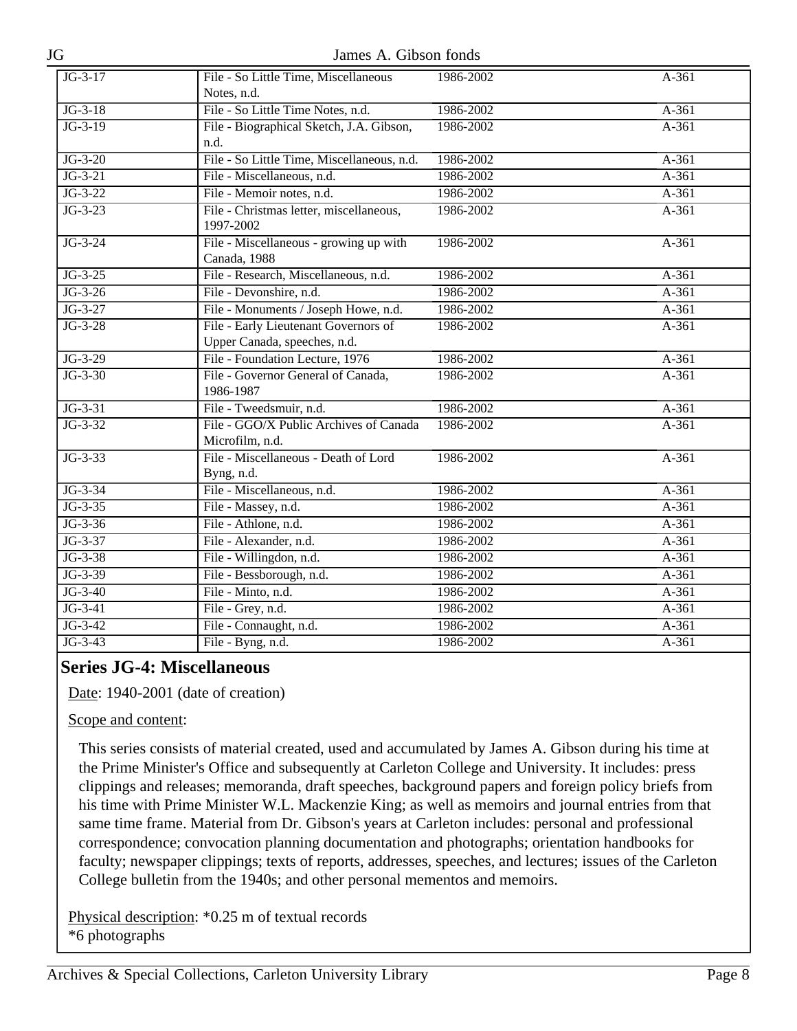| JG-3-17 | File - So Little Time, Miscellaneous Notes, n.d. | 1986-2002 | A-361 |
|---|---|---|---|
| JG-3-18 | File - So Little Time Notes, n.d. | 1986-2002 | A-361 |
| JG-3-19 | File - Biographical Sketch, J.A. Gibson, n.d. | 1986-2002 | A-361 |
| JG-3-20 | File - So Little Time, Miscellaneous, n.d. | 1986-2002 | A-361 |
| JG-3-21 | File - Miscellaneous, n.d. | 1986-2002 | A-361 |
| JG-3-22 | File - Memoir notes, n.d. | 1986-2002 | A-361 |
| JG-3-23 | File - Christmas letter, miscellaneous, 1997-2002 | 1986-2002 | A-361 |
| JG-3-24 | File - Miscellaneous - growing up with Canada, 1988 | 1986-2002 | A-361 |
| JG-3-25 | File - Research, Miscellaneous, n.d. | 1986-2002 | A-361 |
| JG-3-26 | File - Devonshire, n.d. | 1986-2002 | A-361 |
| JG-3-27 | File - Monuments / Joseph Howe, n.d. | 1986-2002 | A-361 |
| JG-3-28 | File - Early Lieutenant Governors of Upper Canada, speeches, n.d. | 1986-2002 | A-361 |
| JG-3-29 | File - Foundation Lecture, 1976 | 1986-2002 | A-361 |
| JG-3-30 | File - Governor General of Canada, 1986-1987 | 1986-2002 | A-361 |
| JG-3-31 | File - Tweedsmuir, n.d. | 1986-2002 | A-361 |
| JG-3-32 | File - GGO/X Public Archives of Canada Microfilm, n.d. | 1986-2002 | A-361 |
| JG-3-33 | File - Miscellaneous - Death of Lord Byng, n.d. | 1986-2002 | A-361 |
| JG-3-34 | File - Miscellaneous, n.d. | 1986-2002 | A-361 |
| JG-3-35 | File - Massey, n.d. | 1986-2002 | A-361 |
| JG-3-36 | File - Athlone, n.d. | 1986-2002 | A-361 |
| JG-3-37 | File - Alexander, n.d. | 1986-2002 | A-361 |
| JG-3-38 | File - Willingdon, n.d. | 1986-2002 | A-361 |
| JG-3-39 | File - Bessborough, n.d. | 1986-2002 | A-361 |
| JG-3-40 | File - Minto, n.d. | 1986-2002 | A-361 |
| JG-3-41 | File - Grey, n.d. | 1986-2002 | A-361 |
| JG-3-42 | File - Connaught, n.d. | 1986-2002 | A-361 |
| JG-3-43 | File - Byng, n.d. | 1986-2002 | A-361 |

## Series JG-4: Miscellaneous

Date: 1940-2001 (date of creation)

Scope and content:

This series consists of material created, used and accumulated by James A. Gibson during his time at the Prime Minister's Office and subsequently at Carleton College and University. It includes: press clippings and releases; memoranda, draft speeches, background papers and foreign policy briefs from his time with Prime Minister W.L. Mackenzie King; as well as memoirs and journal entries from that same time frame. Material from Dr. Gibson's years at Carleton includes: personal and professional correspondence; convocation planning documentation and photographs; orientation handbooks for faculty; newspaper clippings; texts of reports, addresses, speeches, and lectures; issues of the Carleton College bulletin from the 1940s; and other personal mementos and memoirs.

Physical description: *0.25 m of textual records
*6 photographs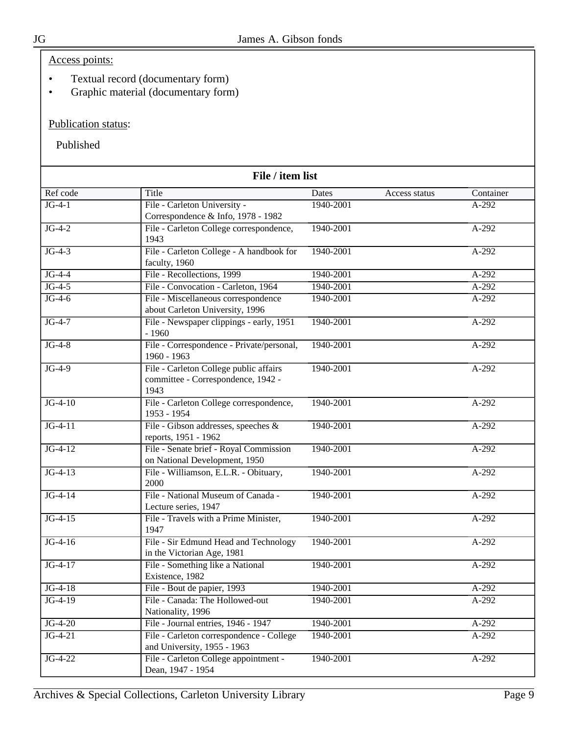Access points:

- Textual record (documentary form)
- Graphic material (documentary form)

Publication status:

Published

### File / item list

| Ref code | Title | Dates | Access status | Container |
|---|---|---|---|---|
| JG-4-1 | File - Carleton University - Correspondence & Info, 1978 - 1982 | 1940-2001 | | A-292 |
| JG-4-2 | File - Carleton College correspondence, 1943 | 1940-2001 | | A-292 |
| JG-4-3 | File - Carleton College - A handbook for faculty, 1960 | 1940-2001 | | A-292 |
| JG-4-4 | File - Recollections, 1999 | 1940-2001 | | A-292 |
| JG-4-5 | File - Convocation - Carleton, 1964 | 1940-2001 | | A-292 |
| JG-4-6 | File - Miscellaneous correspondence about Carleton University, 1996 | 1940-2001 | | A-292 |
| JG-4-7 | File - Newspaper clippings - early, 1951 - 1960 | 1940-2001 | | A-292 |
| JG-4-8 | File - Correspondence - Private/personal, 1960 - 1963 | 1940-2001 | | A-292 |
| JG-4-9 | File - Carleton College public affairs committee - Correspondence, 1942 - 1943 | 1940-2001 | | A-292 |
| JG-4-10 | File - Carleton College correspondence, 1953 - 1954 | 1940-2001 | | A-292 |
| JG-4-11 | File - Gibson addresses, speeches & reports, 1951 - 1962 | 1940-2001 | | A-292 |
| JG-4-12 | File - Senate brief - Royal Commission on National Development, 1950 | 1940-2001 | | A-292 |
| JG-4-13 | File - Williamson, E.L.R. - Obituary, 2000 | 1940-2001 | | A-292 |
| JG-4-14 | File - National Museum of Canada - Lecture series, 1947 | 1940-2001 | | A-292 |
| JG-4-15 | File - Travels with a Prime Minister, 1947 | 1940-2001 | | A-292 |
| JG-4-16 | File - Sir Edmund Head and Technology in the Victorian Age, 1981 | 1940-2001 | | A-292 |
| JG-4-17 | File - Something like a National Existence, 1982 | 1940-2001 | | A-292 |
| JG-4-18 | File - Bout de papier, 1993 | 1940-2001 | | A-292 |
| JG-4-19 | File - Canada: The Hollowed-out Nationality, 1996 | 1940-2001 | | A-292 |
| JG-4-20 | File - Journal entries, 1946 - 1947 | 1940-2001 | | A-292 |
| JG-4-21 | File - Carleton correspondence - College and University, 1955 - 1963 | 1940-2001 | | A-292 |
| JG-4-22 | File - Carleton College appointment - Dean, 1947 - 1954 | 1940-2001 | | A-292 |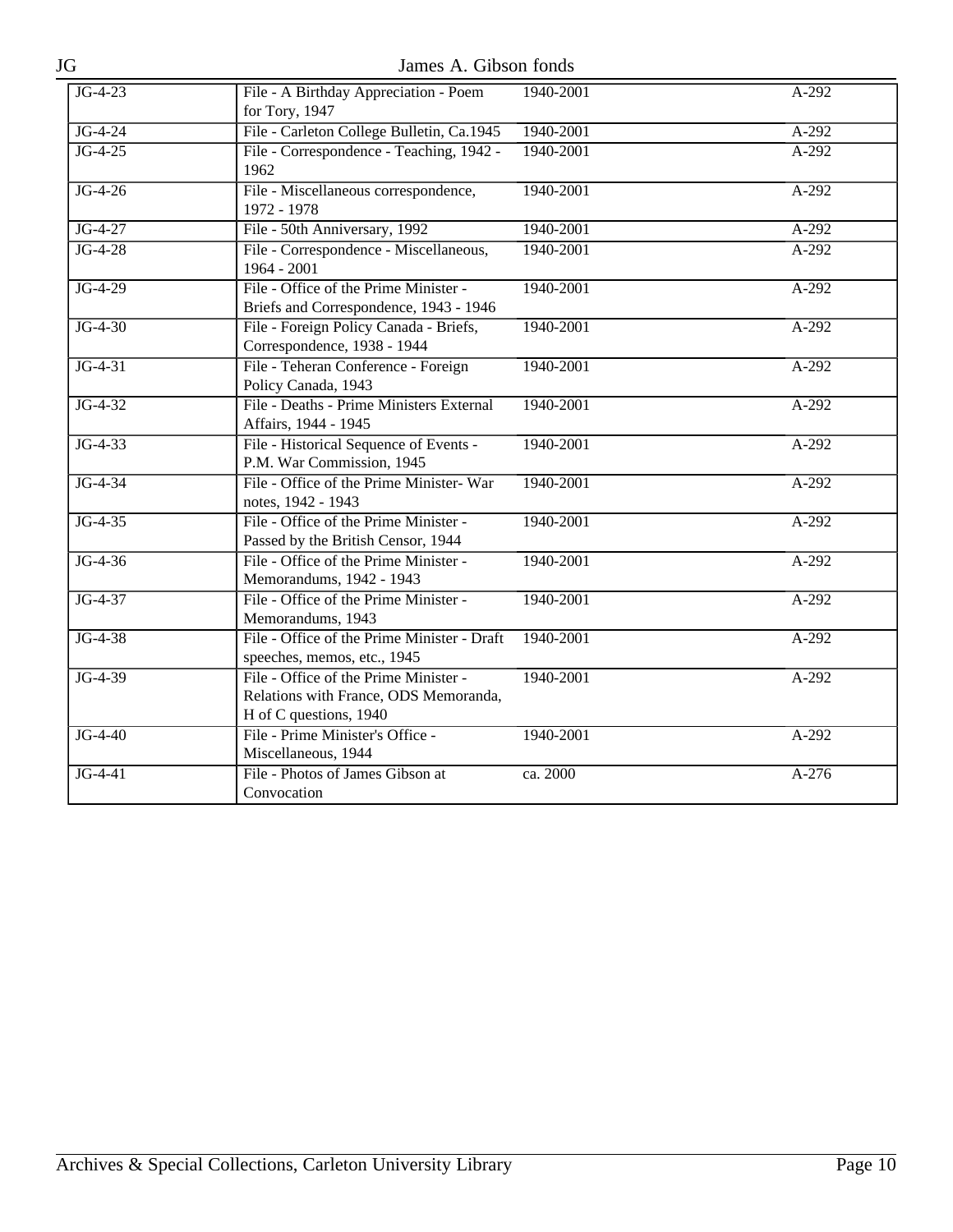| | | | |
|---|---|---|---|
| JG-4-23 | File - A Birthday Appreciation - Poem for Tory, 1947 | 1940-2001 | A-292 |
| JG-4-24 | File - Carleton College Bulletin, Ca.1945 | 1940-2001 | A-292 |
| JG-4-25 | File - Correspondence - Teaching, 1942 - 1962 | 1940-2001 | A-292 |
| JG-4-26 | File - Miscellaneous correspondence, 1972 - 1978 | 1940-2001 | A-292 |
| JG-4-27 | File - 50th Anniversary, 1992 | 1940-2001 | A-292 |
| JG-4-28 | File - Correspondence - Miscellaneous, 1964 - 2001 | 1940-2001 | A-292 |
| JG-4-29 | File - Office of the Prime Minister - Briefs and Correspondence, 1943 - 1946 | 1940-2001 | A-292 |
| JG-4-30 | File - Foreign Policy Canada - Briefs, Correspondence, 1938 - 1944 | 1940-2001 | A-292 |
| JG-4-31 | File - Teheran Conference - Foreign Policy Canada, 1943 | 1940-2001 | A-292 |
| JG-4-32 | File - Deaths - Prime Ministers External Affairs, 1944 - 1945 | 1940-2001 | A-292 |
| JG-4-33 | File - Historical Sequence of Events - P.M. War Commission, 1945 | 1940-2001 | A-292 |
| JG-4-34 | File - Office of the Prime Minister- War notes, 1942 - 1943 | 1940-2001 | A-292 |
| JG-4-35 | File - Office of the Prime Minister - Passed by the British Censor, 1944 | 1940-2001 | A-292 |
| JG-4-36 | File - Office of the Prime Minister - Memorandums, 1942 - 1943 | 1940-2001 | A-292 |
| JG-4-37 | File - Office of the Prime Minister - Memorandums, 1943 | 1940-2001 | A-292 |
| JG-4-38 | File - Office of the Prime Minister - Draft speeches, memos, etc., 1945 | 1940-2001 | A-292 |
| JG-4-39 | File - Office of the Prime Minister - Relations with France, ODS Memoranda, H of C questions, 1940 | 1940-2001 | A-292 |
| JG-4-40 | File - Prime Minister's Office - Miscellaneous, 1944 | 1940-2001 | A-292 |
| JG-4-41 | File - Photos of James Gibson at Convocation | ca. 2000 | A-276 |